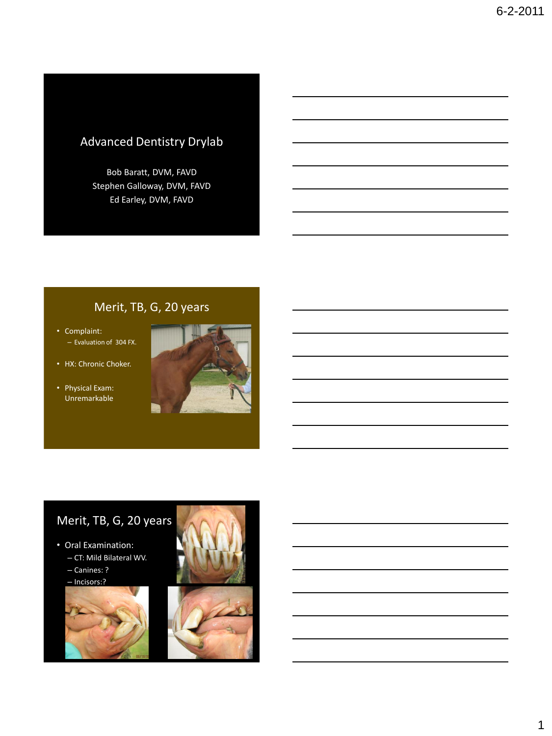# Advanced Dentistry Drylab

Bob Baratt, DVM, FAVD
Stephen Galloway, DVM, FAVD
Ed Earley, DVM, FAVD

## Merit, TB, G, 20 years

- Complaint:
  - Evaluation of 304 FX.
- HX: Chronic Choker.
- Physical Exam: Unremarkable

## Merit, TB, G, 20 years

- Oral Examination:
  - CT: Mild Bilateral WV.
  - Canines: ?
  - Incisors:?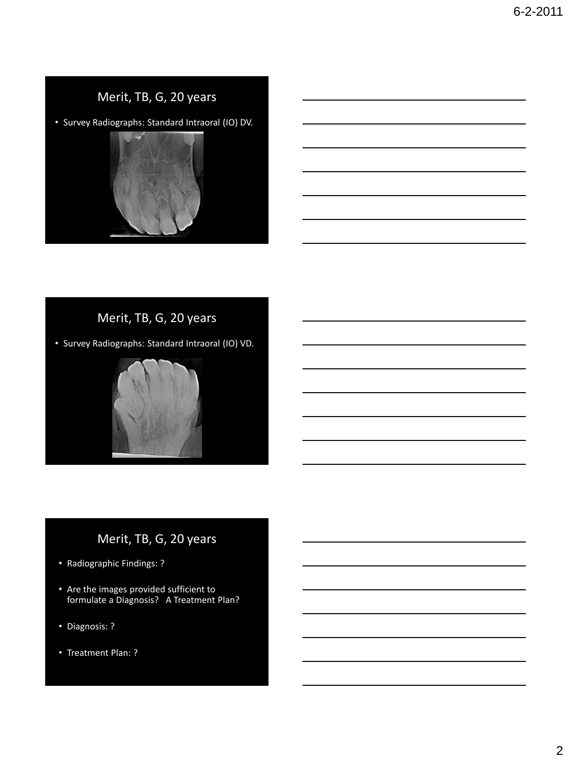## Merit, TB, G, 20 years

- Survey Radiographs: Standard Intraoral (IO) DV.

## Merit, TB, G, 20 years

- Survey Radiographs: Standard Intraoral (IO) VD.

## Merit, TB, G, 20 years

- Radiographic Findings: ?
- Are the images provided sufficient to formulate a Diagnosis? A Treatment Plan?
- Diagnosis: ?
- Treatment Plan: ?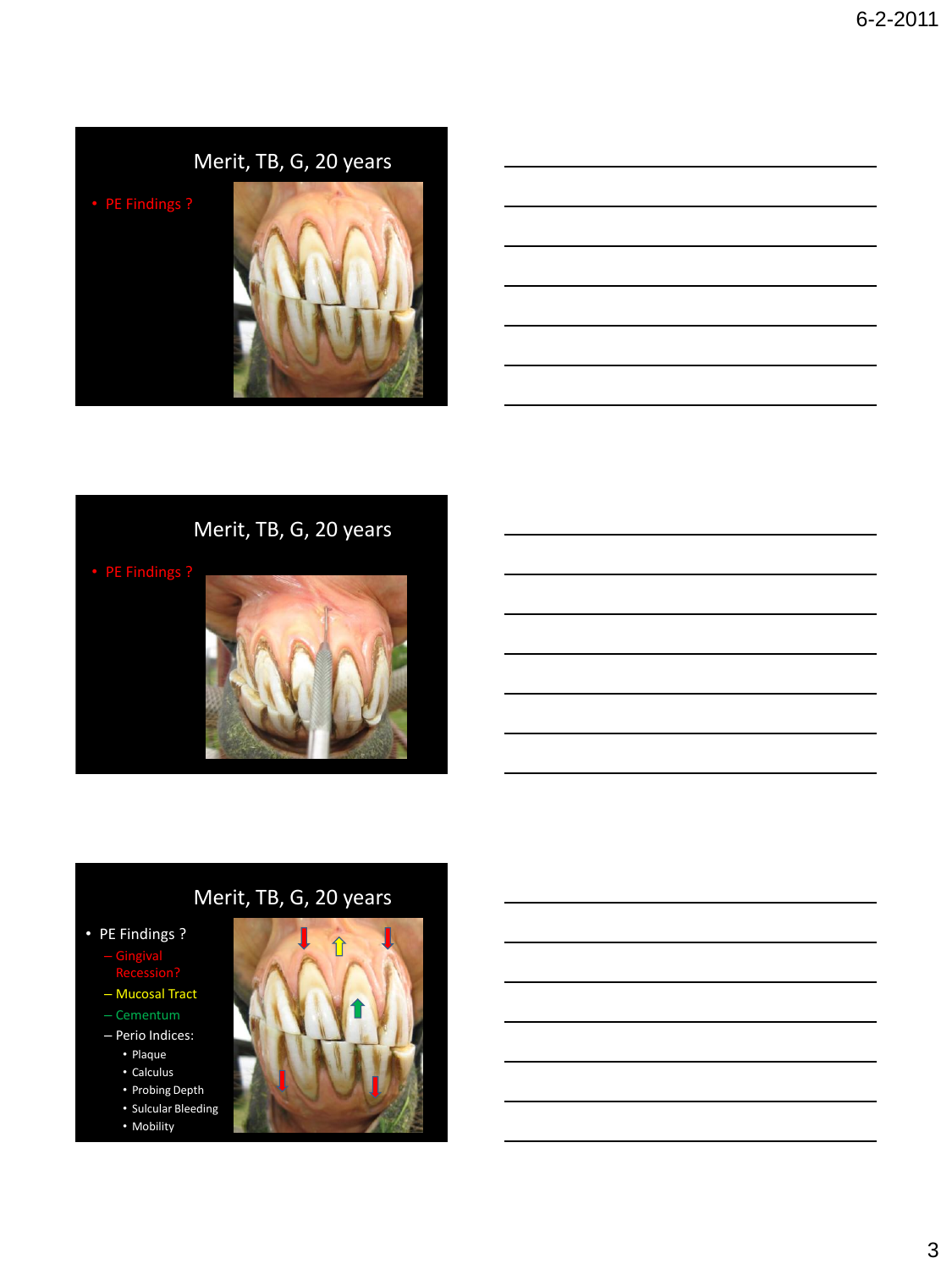## Merit, TB, G, 20 years

- PE Findings ?

## Merit, TB, G, 20 years

- PE Findings ?

## Merit, TB, G, 20 years

- PE Findings ?
  - Gingival Recession?
  - Mucosal Tract
  - Cementum
  - Perio Indices:
    - Plaque
    - Calculus
    - Probing Depth
    - Sulcular Bleeding
    - Mobility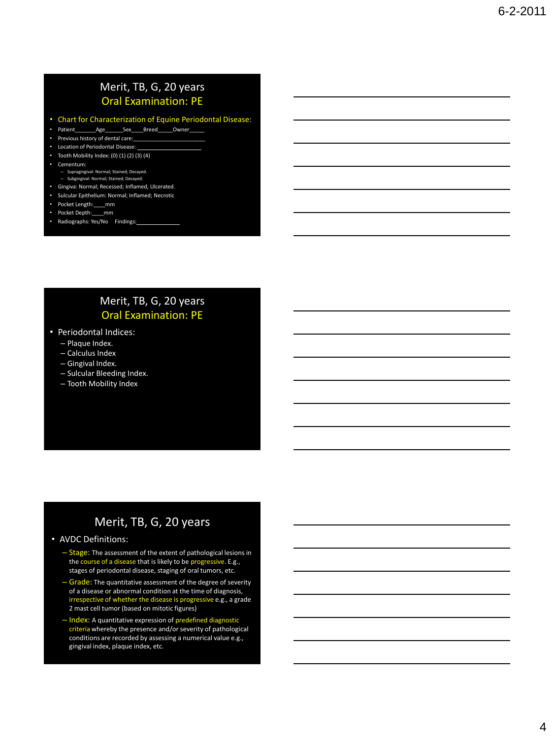## Merit, TB, G, 20 years

### Oral Examination: PE

- Chart for Characterization of Equine Periodontal Disease:
- Patient_______Age______Sex____Breed_____Owner_____
- Previous history of dental care:________________________
- Location of Periodontal Disease: ____________________
- Tooth Mobility Index: (0) (1) (2) (3) (4)
- Cementum:
  - Supragingival: Normal; Stained; Decayed.
  - Subgingival: Normal; Stained; Decayed.
- Gingiva: Normal; Recessed; Inflamed, Ulcerated.
- Sulcular Epithelium: Normal; Inflamed; Necrotic
- Pocket Length:____mm
- Pocket Depth:____mm
- Radiographs: Yes/No    Findings:______________

## Merit, TB, G, 20 years

### Oral Examination: PE

- Periodontal Indices:
  - Plaque Index.
  - Calculus Index
  - Gingival Index.
  - Sulcular Bleeding Index.
  - Tooth Mobility Index

## Merit, TB, G, 20 years

- AVDC Definitions:
  - Stage: The assessment of the extent of pathological lesions in the course of a disease that is likely to be progressive. E.g., stages of periodontal disease, staging of oral tumors, etc.
  - Grade: The quantitative assessment of the degree of severity of a disease or abnormal condition at the time of diagnosis, irrespective of whether the disease is progressive e.g., a grade 2 mast cell tumor (based on mitotic figures)
  - Index: A quantitative expression of predefined diagnostic criteria whereby the presence and/or severity of pathological conditions are recorded by assessing a numerical value e.g., gingival index, plaque index, etc.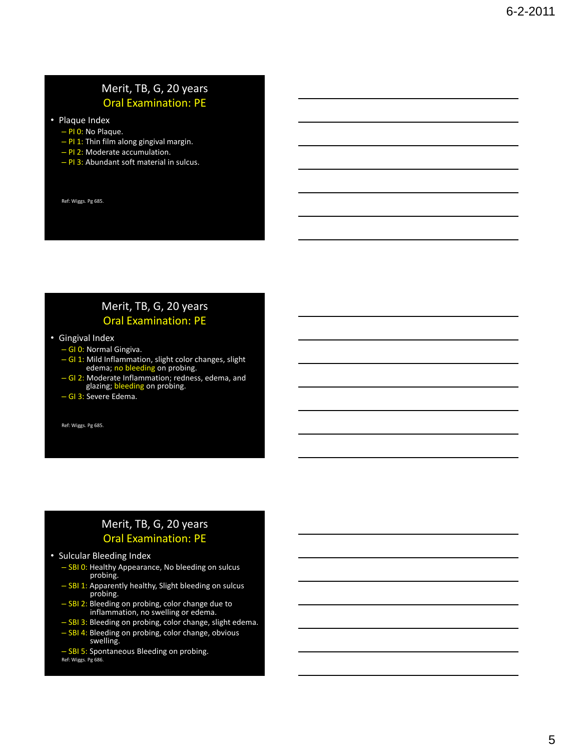## Merit, TB, G, 20 years
### Oral Examination: PE

- Plaque Index
  - PI 0: No Plaque.
  - PI 1: Thin film along gingival margin.
  - PI 2: Moderate accumulation.
  - PI 3: Abundant soft material in sulcus.

Ref: Wiggs. Pg 685.

## Merit, TB, G, 20 years
### Oral Examination: PE

- Gingival Index
  - GI 0: Normal Gingiva.
  - GI 1: Mild Inflammation, slight color changes, slight edema; no bleeding on probing.
  - GI 2: Moderate Inflammation; redness, edema, and glazing; bleeding on probing.
  - GI 3: Severe Edema.

Ref: Wiggs. Pg 685.

## Merit, TB, G, 20 years
### Oral Examination: PE

- Sulcular Bleeding Index
  - SBI 0: Healthy Appearance, No bleeding on sulcus probing.
  - SBI 1: Apparently healthy, Slight bleeding on sulcus probing.
  - SBI 2: Bleeding on probing, color change due to inflammation, no swelling or edema.
  - SBI 3: Bleeding on probing, color change, slight edema.
  - SBI 4: Bleeding on probing, color change, obvious swelling.
  - SBI 5: Spontaneous Bleeding on probing.

Ref: Wiggs. Pg 686.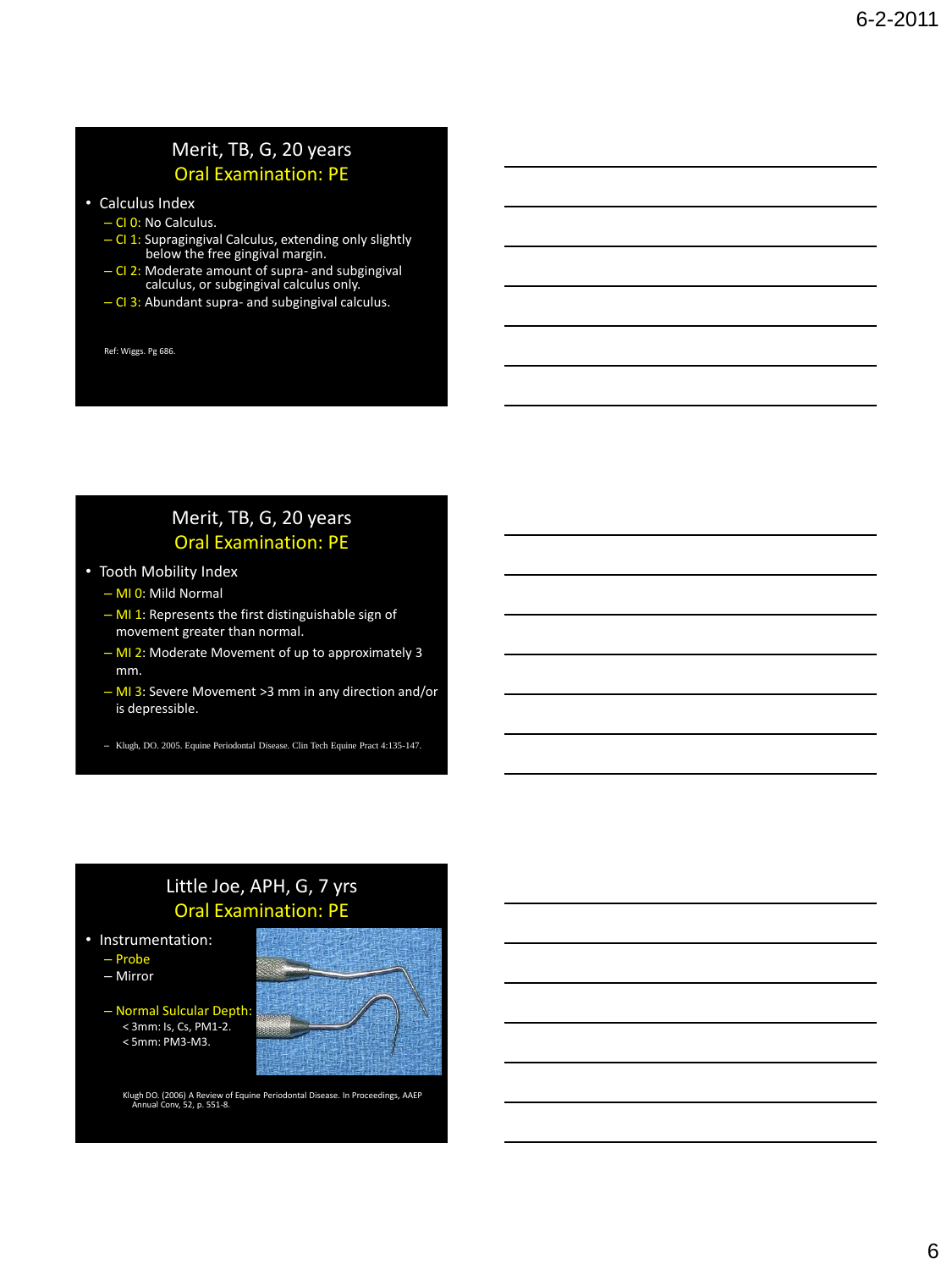## Merit, TB, G, 20 years
### Oral Examination: PE

- Calculus Index
  - CI 0: No Calculus.
  - CI 1: Supragingival Calculus, extending only slightly below the free gingival margin.
  - CI 2: Moderate amount of supra- and subgingival calculus, or subgingival calculus only.
  - CI 3: Abundant supra- and subgingival calculus.

Ref: Wiggs. Pg 686.

## Merit, TB, G, 20 years
### Oral Examination: PE

- Tooth Mobility Index
  - MI 0: Mild Normal
  - MI 1: Represents the first distinguishable sign of movement greater than normal.
  - MI 2: Moderate Movement of up to approximately 3 mm.
  - MI 3: Severe Movement >3 mm in any direction and/or is depressible.
  - Klugh, DO. 2005. Equine Periodontal Disease. Clin Tech Equine Pract 4:135-147.

## Little Joe, APH, G, 7 yrs
### Oral Examination: PE

- Instrumentation:
  - Probe
  - Mirror
  - Normal Sulcular Depth:
    - < 3mm: Is, Cs, PM1-2.
    - < 5mm: PM3-M3.

Klugh DO. (2006) A Review of Equine Periodontal Disease. In Proceedings, AAEP Annual Conv, 52, p. 551-8.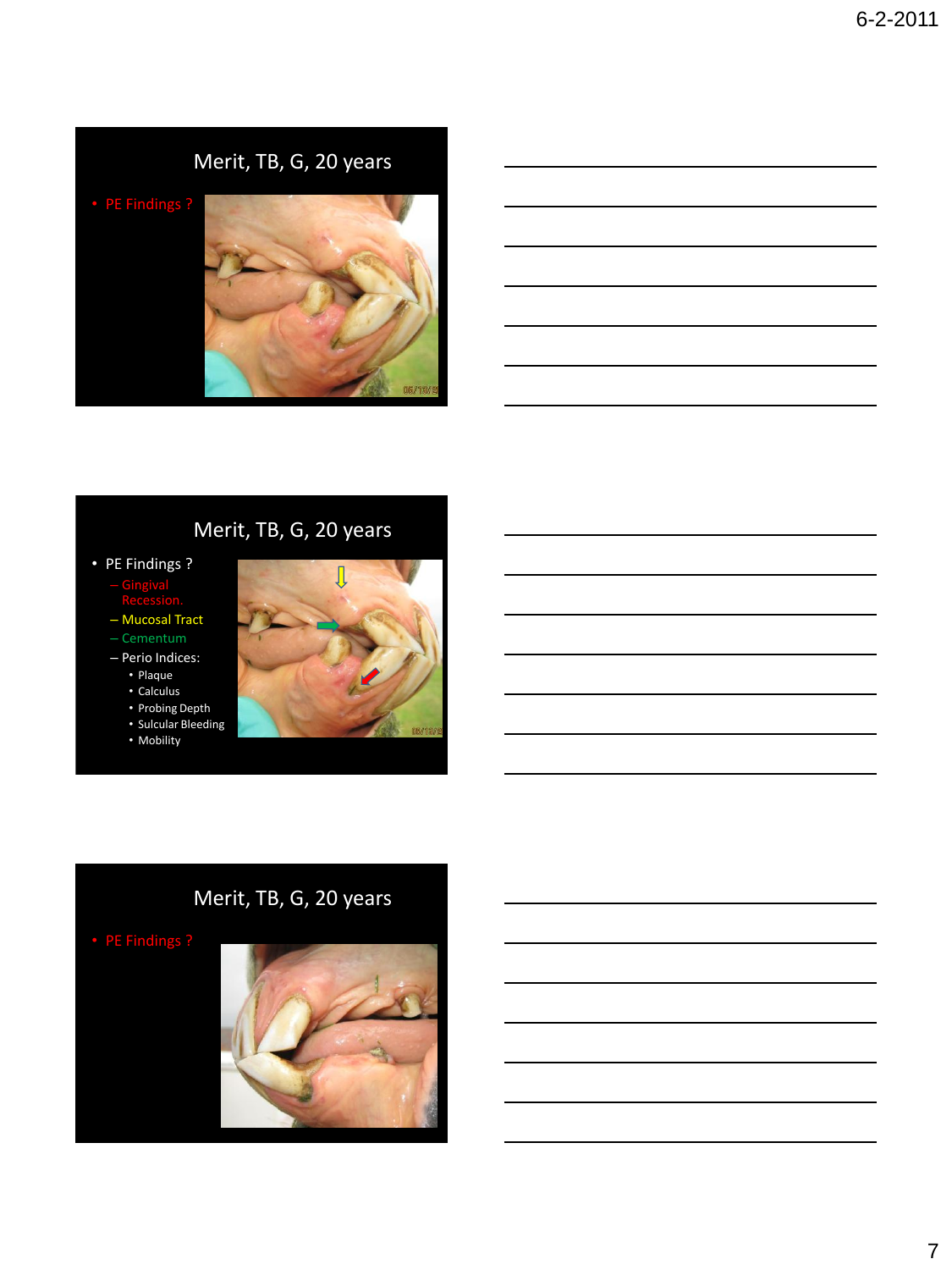## Merit, TB, G, 20 years

- PE Findings ?

## Merit, TB, G, 20 years

- PE Findings ?
  - Gingival Recession.
  - Mucosal Tract
  - Cementum
  - Perio Indices:
    - Plaque
    - Calculus
    - Probing Depth
    - Sulcular Bleeding
    - Mobility

## Merit, TB, G, 20 years

- PE Findings ?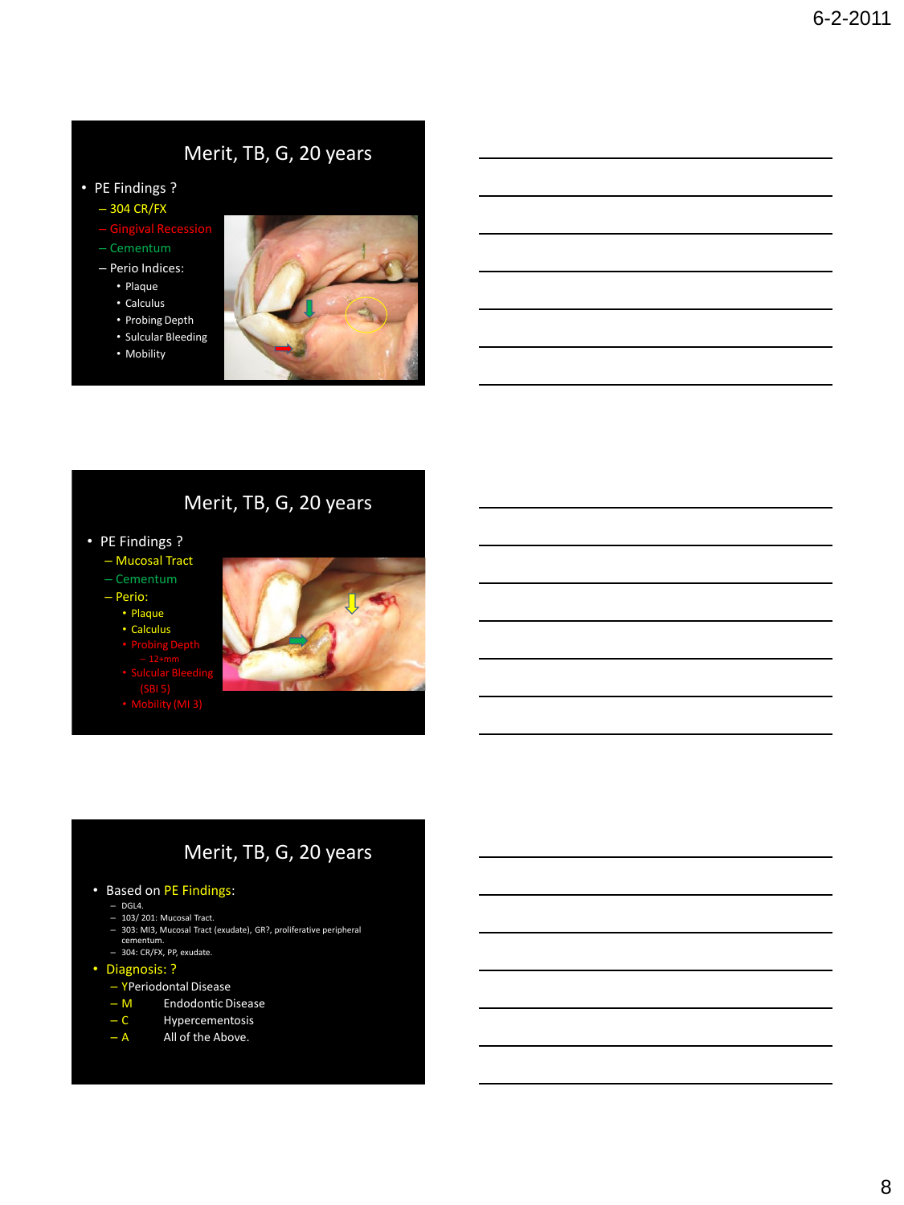## Merit, TB, G, 20 years

- PE Findings ?
  - 304 CR/FX
  - Gingival Recession
  - Cementum
  - Perio Indices:
    - Plaque
    - Calculus
    - Probing Depth
    - Sulcular Bleeding
    - Mobility

## Merit, TB, G, 20 years

- PE Findings ?
  - Mucosal Tract
  - Cementum
  - Perio:
    - Plaque
    - Calculus
    - Probing Depth
      - 12+mm
    - Sulcular Bleeding (SBI 5)
    - Mobility (MI 3)

## Merit, TB, G, 20 years

- Based on PE Findings:
  - DGL4.
  - 103/ 201: Mucosal Tract.
  - 303: MI3, Mucosal Tract (exudate), GR?, proliferative peripheral cementum.
  - 304: CR/FX, PP, exudate.
- Diagnosis: ?
  - YPeriodontal Disease
  - M Endodontic Disease
  - C Hypercementosis
  - A All of the Above.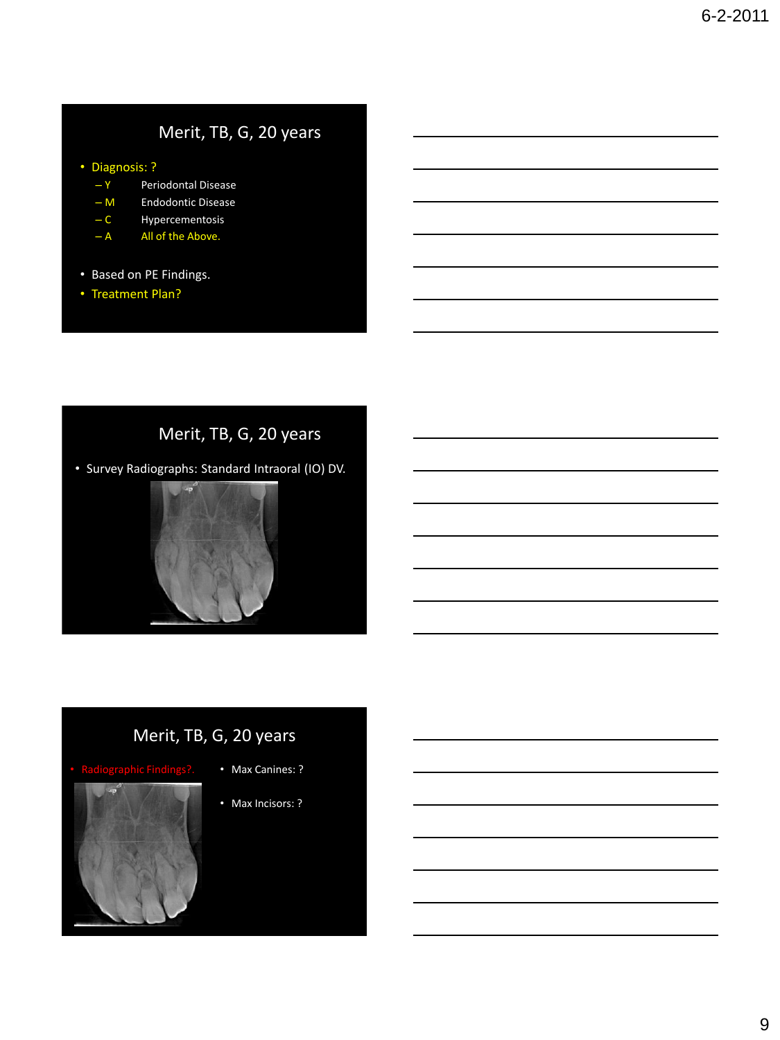## Merit, TB, G, 20 years

- Diagnosis: ?
  - Y Periodontal Disease
  - M Endodontic Disease
  - C Hypercementosis
  - A All of the Above.
- Based on PE Findings.
- Treatment Plan?

## Merit, TB, G, 20 years

- Survey Radiographs: Standard Intraoral (IO) DV.

## Merit, TB, G, 20 years

- Radiographic Findings?.
- Max Canines: ?
- Max Incisors: ?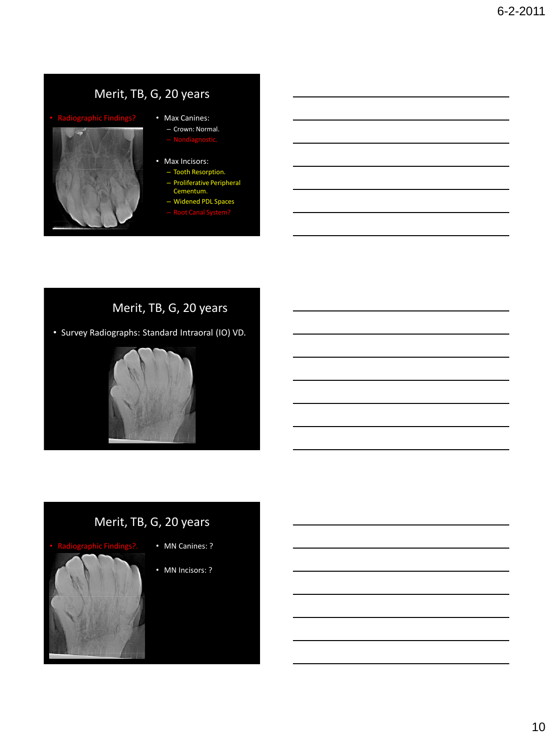## Merit, TB, G, 20 years

- Radiographic Findings?

- Max Canines:
  - Crown: Normal.
  - Nondiagnostic.
- Max Incisors:
  - Tooth Resorption.
  - Proliferative Peripheral Cementum.
  - Widened PDL Spaces
  - Root Canal System?

## Merit, TB, G, 20 years

- Survey Radiographs: Standard Intraoral (IO) VD.

## Merit, TB, G, 20 years

- Radiographic Findings?.

- MN Canines: ?
- MN Incisors: ?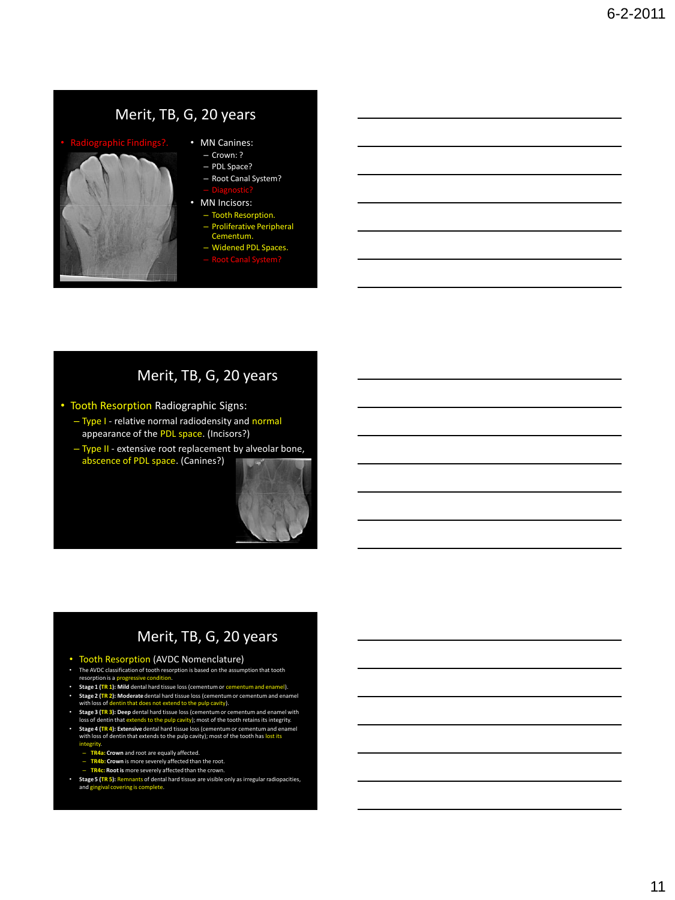## Merit, TB, G, 20 years

- Radiographic Findings?.
- MN Canines:
  - Crown: ?
  - PDL Space?
  - Root Canal System?
  - Diagnostic?
- MN Incisors:
  - Tooth Resorption.
  - Proliferative Peripheral Cementum.
  - Widened PDL Spaces.
  - Root Canal System?

## Merit, TB, G, 20 years

- Tooth Resorption Radiographic Signs:
  - Type I - relative normal radiodensity and normal appearance of the PDL space. (Incisors?)
  - Type II - extensive root replacement by alveolar bone, abscence of PDL space. (Canines?)

## Merit, TB, G, 20 years

- Tooth Resorption (AVDC Nomenclature)
- The AVDC classification of tooth resorption is based on the assumption that tooth resorption is a progressive condition.
- **Stage 1 (TR 1): Mild** dental hard tissue loss (cementum or cementum and enamel).
- **Stage 2 (TR 2): Moderate** dental hard tissue loss (cementum or cementum and enamel with loss of dentin that does not extend to the pulp cavity).
- **Stage 3 (TR 3): Deep** dental hard tissue loss (cementum or cementum and enamel with loss of dentin that extends to the pulp cavity); most of the tooth retains its integrity.
- **Stage 4 (TR 4): Extensive** dental hard tissue loss (cementum or cementum and enamel with loss of dentin that extends to the pulp cavity); most of the tooth has lost its integrity.
  - **TR4a: Crown** and root are equally affected.
  - **TR4b: Crown** is more severely affected than the root.
  - **TR4c: Root is** more severely affected than the crown.
- **Stage 5 (TR 5):** Remnants of dental hard tissue are visible only as irregular radiopacities, and gingival covering is complete.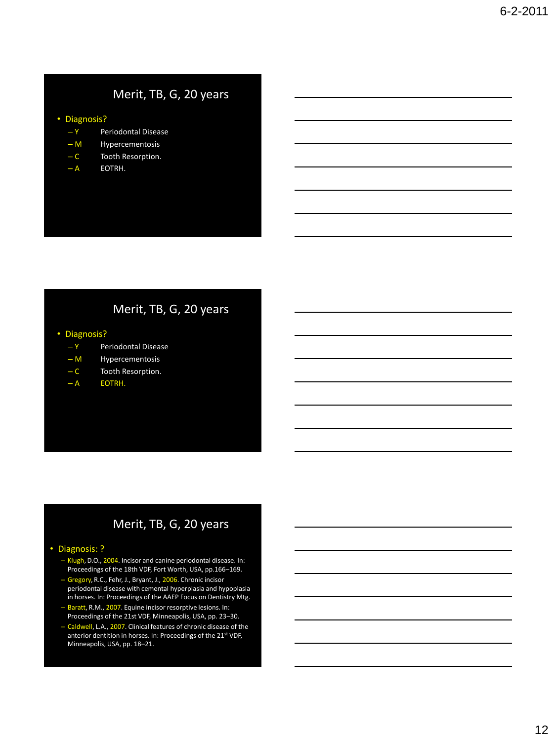## Merit, TB, G, 20 years

- Diagnosis?
  - Y Periodontal Disease
  - M Hypercementosis
  - C Tooth Resorption.
  - A EOTRH.

## Merit, TB, G, 20 years

- Diagnosis?
  - Y Periodontal Disease
  - M Hypercementosis
  - C Tooth Resorption.
  - A EOTRH.

## Merit, TB, G, 20 years

- Diagnosis: ?
  - Klugh, D.O., 2004. Incisor and canine periodontal disease. In: Proceedings of the 18th VDF, Fort Worth, USA, pp.166–169.
  - Gregory, R.C., Fehr, J., Bryant, J., 2006. Chronic incisor periodontal disease with cemental hyperplasia and hypoplasia in horses. In: Proceedings of the AAEP Focus on Dentistry Mtg.
  - Baratt, R.M., 2007. Equine incisor resorptive lesions. In: Proceedings of the 21st VDF, Minneapolis, USA, pp. 23–30.
  - Caldwell, L.A., 2007. Clinical features of chronic disease of the anterior dentition in horses. In: Proceedings of the 21st VDF, Minneapolis, USA, pp. 18–21.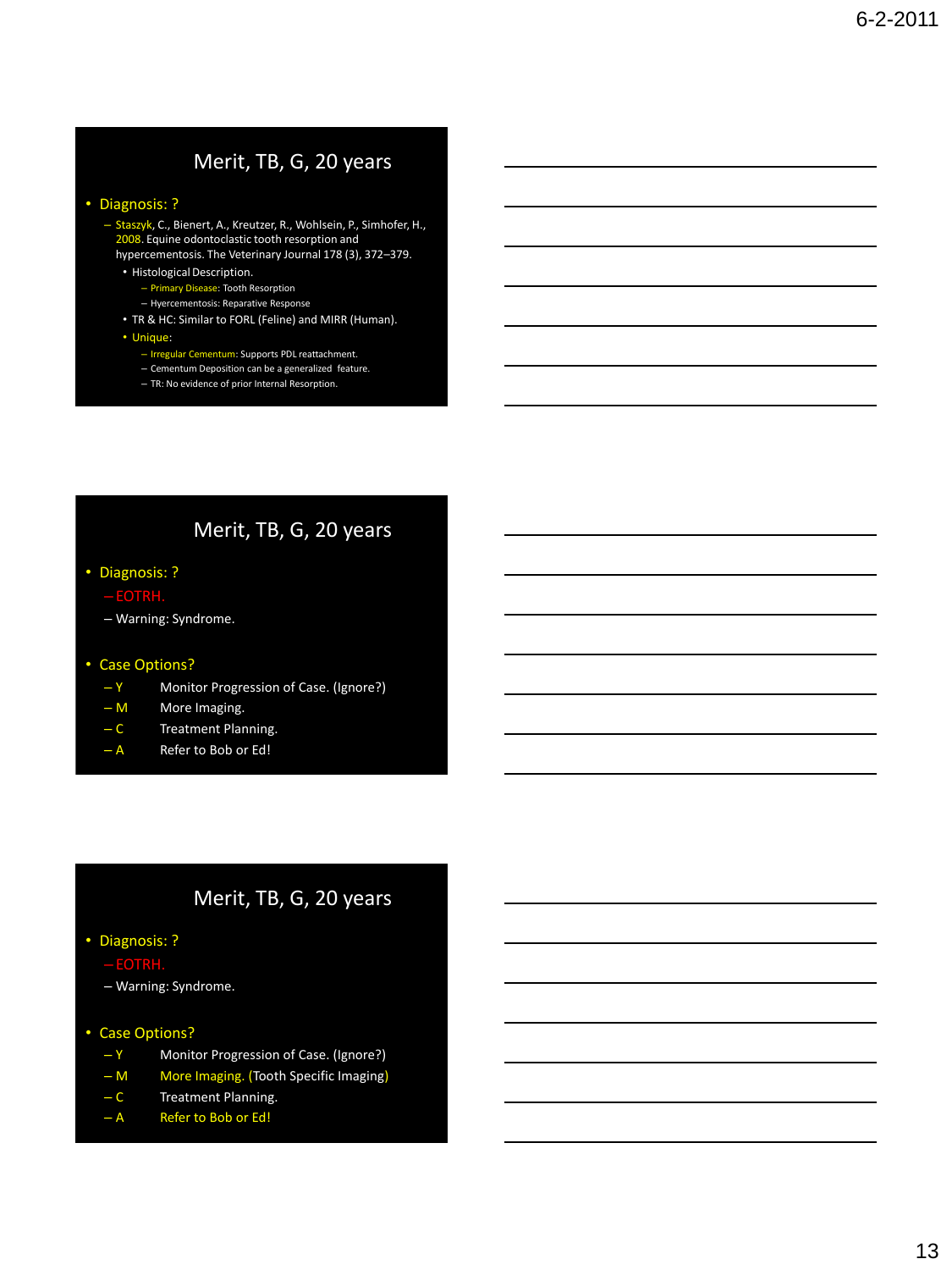## Merit, TB, G, 20 years

- Diagnosis: ?
  - Staszyk, C., Bienert, A., Kreutzer, R., Wohlsein, P., Simhofer, H., 2008. Equine odontoclastic tooth resorption and hypercementosis. The Veterinary Journal 178 (3), 372–379.
    - Histological Description.
      - Primary Disease: Tooth Resorption
      - Hyercementosis: Reparative Response
    - TR & HC: Similar to FORL (Feline) and MIRR (Human).
    - Unique:
      - Irregular Cementum: Supports PDL reattachment.
      - Cementum Deposition can be a generalized feature.
      - TR: No evidence of prior Internal Resorption.

## Merit, TB, G, 20 years

- Diagnosis: ?
  - EOTRH.
  - Warning: Syndrome.
- Case Options?
  - Y Monitor Progression of Case. (Ignore?)
  - M More Imaging.
  - C Treatment Planning.
  - A Refer to Bob or Ed!

## Merit, TB, G, 20 years

- Diagnosis: ?
  - EOTRH.
  - Warning: Syndrome.
- Case Options?
  - Y Monitor Progression of Case. (Ignore?)
  - M More Imaging. (Tooth Specific Imaging)
  - C Treatment Planning.
  - A Refer to Bob or Ed!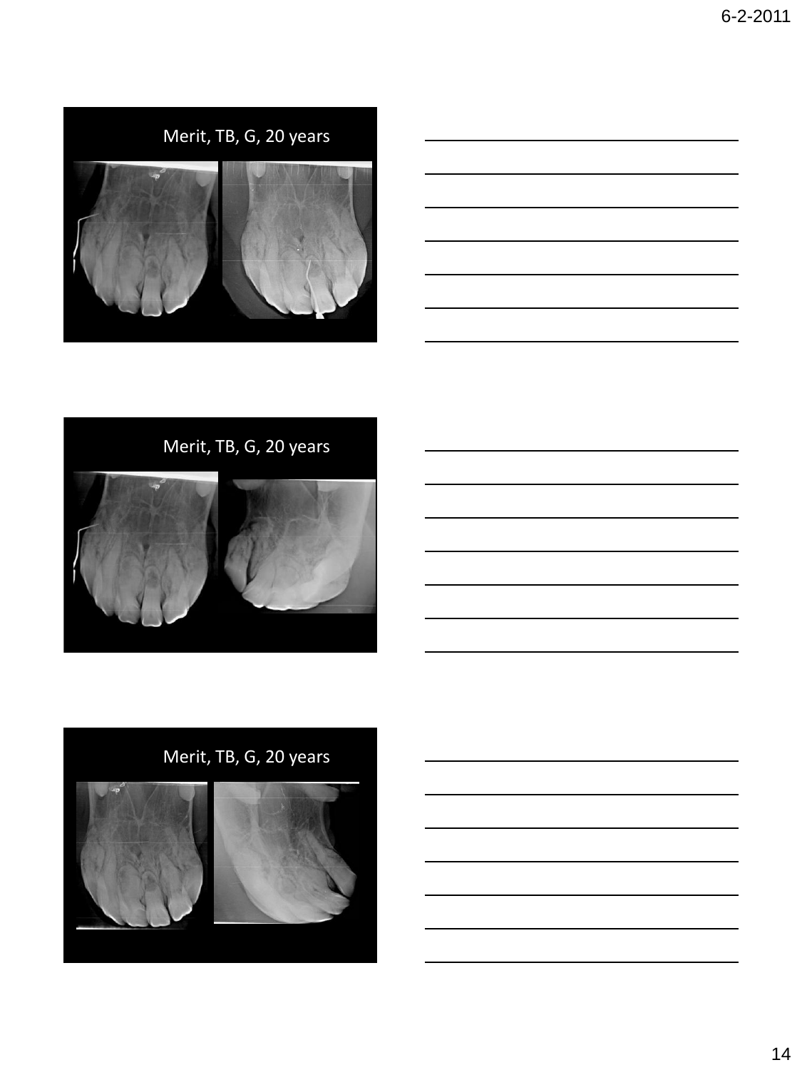Merit, TB, G, 20 years

Merit, TB, G, 20 years

Merit, TB, G, 20 years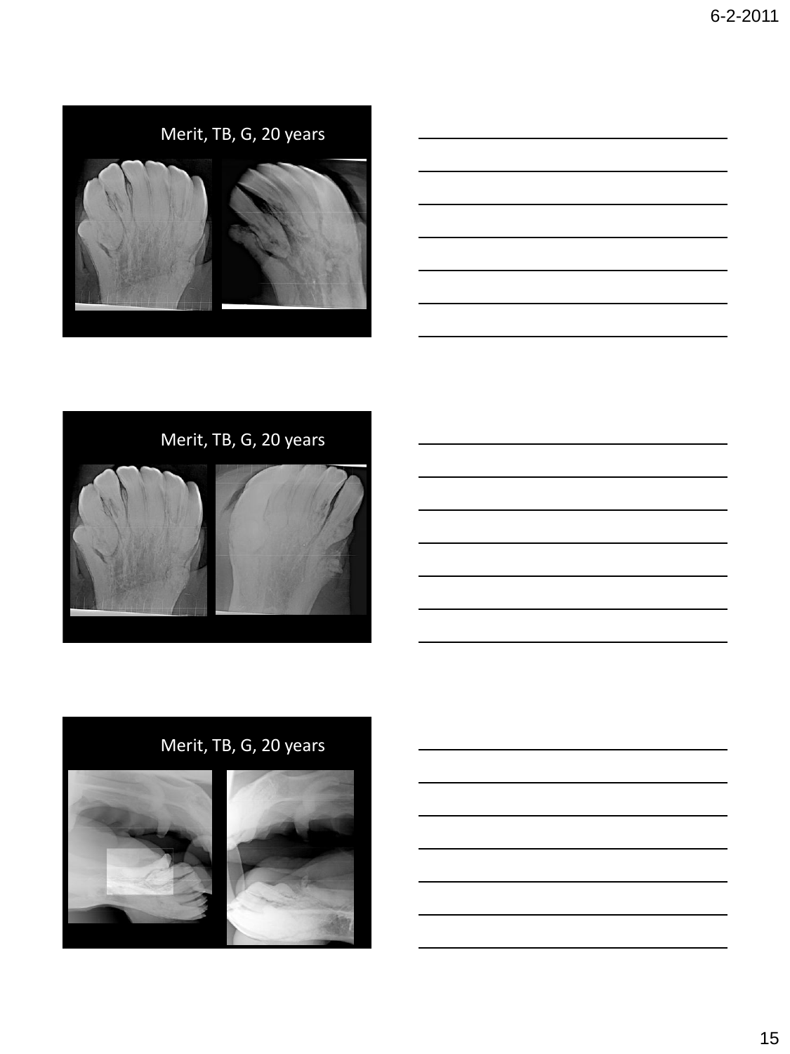## Merit, TB, G, 20 years

## Merit, TB, G, 20 years

## Merit, TB, G, 20 years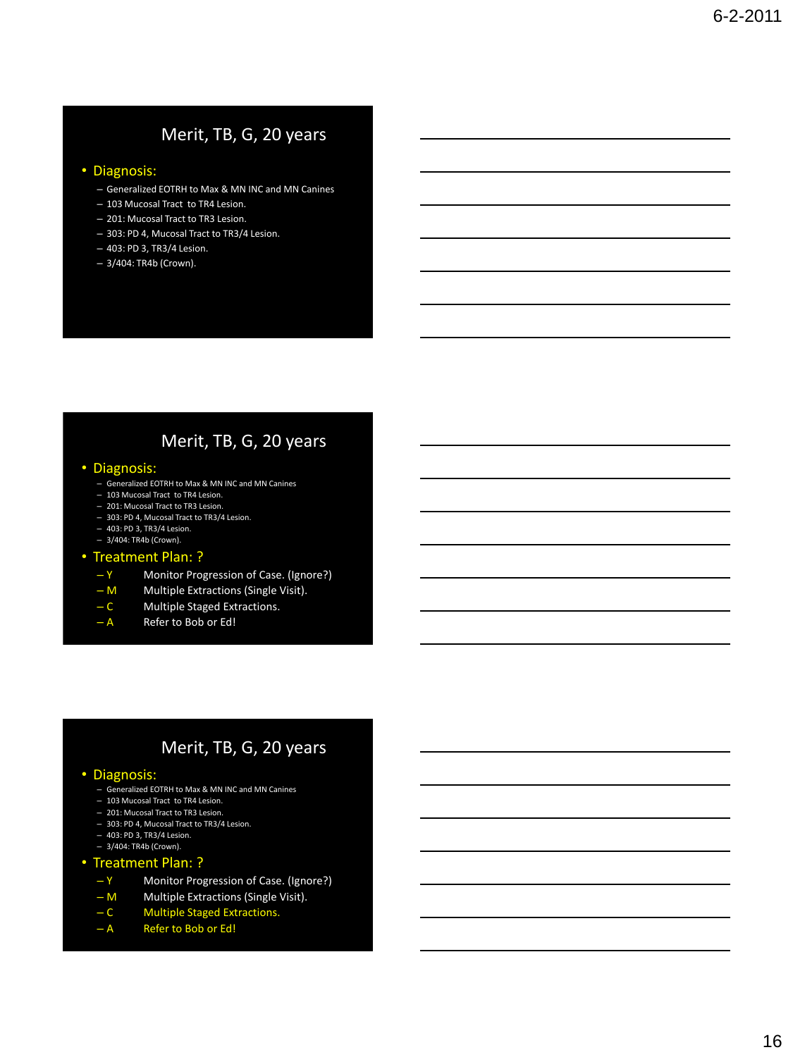## Merit, TB, G, 20 years

- Diagnosis:
  - Generalized EOTRH to Max & MN INC and MN Canines
  - 103 Mucosal Tract to TR4 Lesion.
  - 201: Mucosal Tract to TR3 Lesion.
  - 303: PD 4, Mucosal Tract to TR3/4 Lesion.
  - 403: PD 3, TR3/4 Lesion.
  - 3/404: TR4b (Crown).

## Merit, TB, G, 20 years

- Diagnosis:
  - Generalized EOTRH to Max & MN INC and MN Canines
  - 103 Mucosal Tract to TR4 Lesion.
  - 201: Mucosal Tract to TR3 Lesion.
  - 303: PD 4, Mucosal Tract to TR3/4 Lesion.
  - 403: PD 3, TR3/4 Lesion.
  - 3/404: TR4b (Crown).
- Treatment Plan: ?
  - Y Monitor Progression of Case. (Ignore?)
  - M Multiple Extractions (Single Visit).
  - C Multiple Staged Extractions.
  - A Refer to Bob or Ed!

## Merit, TB, G, 20 years

- Diagnosis:
  - Generalized EOTRH to Max & MN INC and MN Canines
  - 103 Mucosal Tract to TR4 Lesion.
  - 201: Mucosal Tract to TR3 Lesion.
  - 303: PD 4, Mucosal Tract to TR3/4 Lesion.
  - 403: PD 3, TR3/4 Lesion.
  - 3/404: TR4b (Crown).
- Treatment Plan: ?
  - Y Monitor Progression of Case. (Ignore?)
  - M Multiple Extractions (Single Visit).
  - C Multiple Staged Extractions.
  - A Refer to Bob or Ed!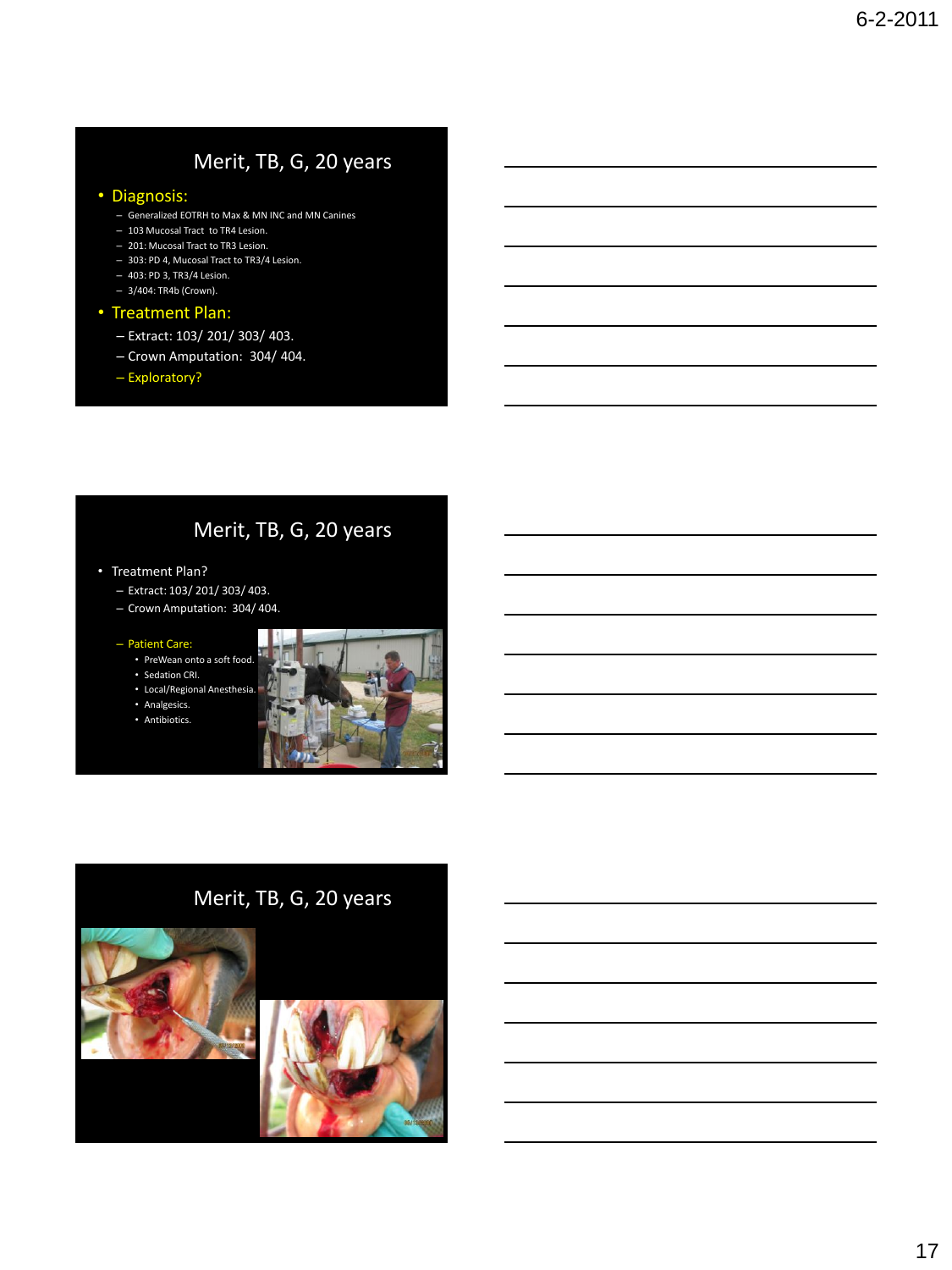## Merit, TB, G, 20 years

- Diagnosis:
  - Generalized EOTRH to Max & MN INC and MN Canines
  - 103 Mucosal Tract to TR4 Lesion.
  - 201: Mucosal Tract to TR3 Lesion.
  - 303: PD 4, Mucosal Tract to TR3/4 Lesion.
  - 403: PD 3, TR3/4 Lesion.
  - 3/404: TR4b (Crown).
- Treatment Plan:
  - Extract: 103/ 201/ 303/ 403.
  - Crown Amputation: 304/ 404.
  - Exploratory?

## Merit, TB, G, 20 years

- Treatment Plan?
  - Extract: 103/ 201/ 303/ 403.
  - Crown Amputation: 304/ 404.
  - Patient Care:
    - PreWean onto a soft food.
    - Sedation CRI.
    - Local/Regional Anesthesia.
    - Analgesics.
    - Antibiotics.

## Merit, TB, G, 20 years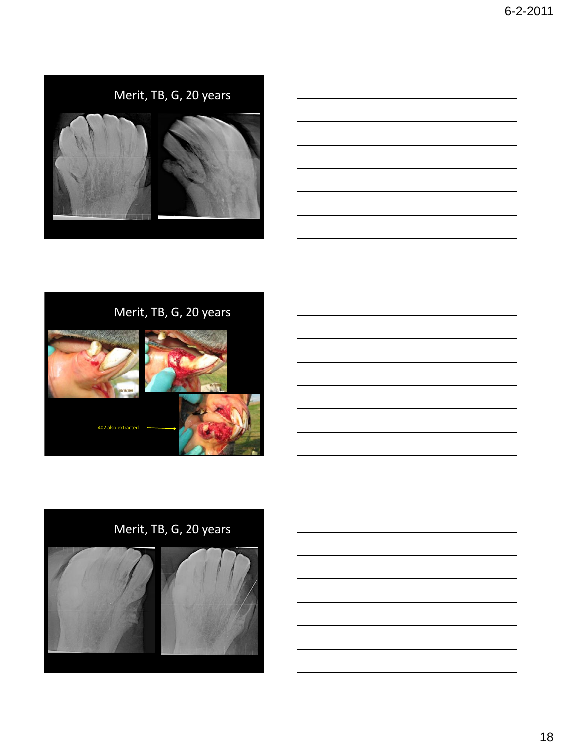## Merit, TB, G, 20 years

## Merit, TB, G, 20 years

402 also extracted

## Merit, TB, G, 20 years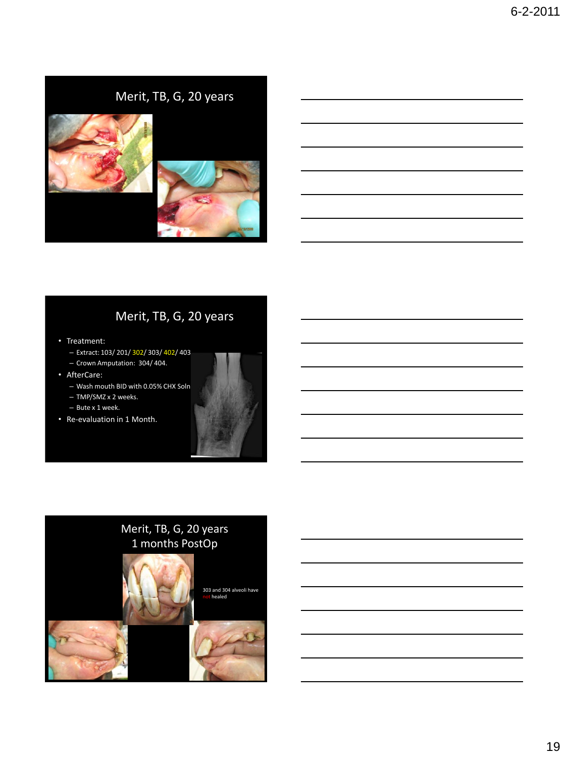## Merit, TB, G, 20 years

## Merit, TB, G, 20 years

- Treatment:
  - Extract: 103/ 201/ 302/ 303/ 402/ 403
  - Crown Amputation: 304/ 404.
- AfterCare:
  - Wash mouth BID with 0.05% CHX Soln
  - TMP/SMZ x 2 weeks.
  - Bute x 1 week.
- Re-evaluation in 1 Month.

## Merit, TB, G, 20 years 1 months PostOp

303 and 304 alveoli have not healed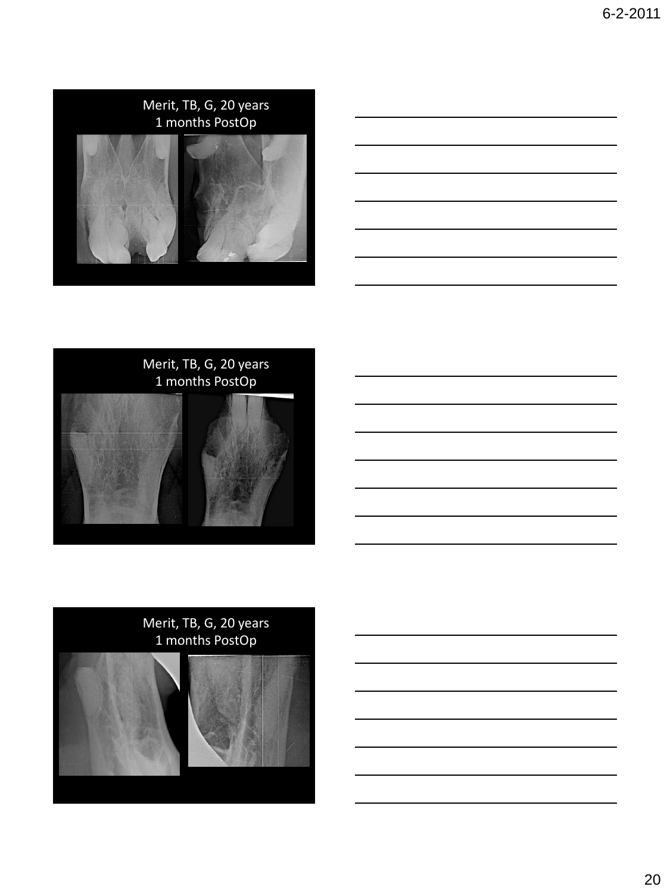Merit, TB, G, 20 years
1 months PostOp

Merit, TB, G, 20 years
1 months PostOp

Merit, TB, G, 20 years
1 months PostOp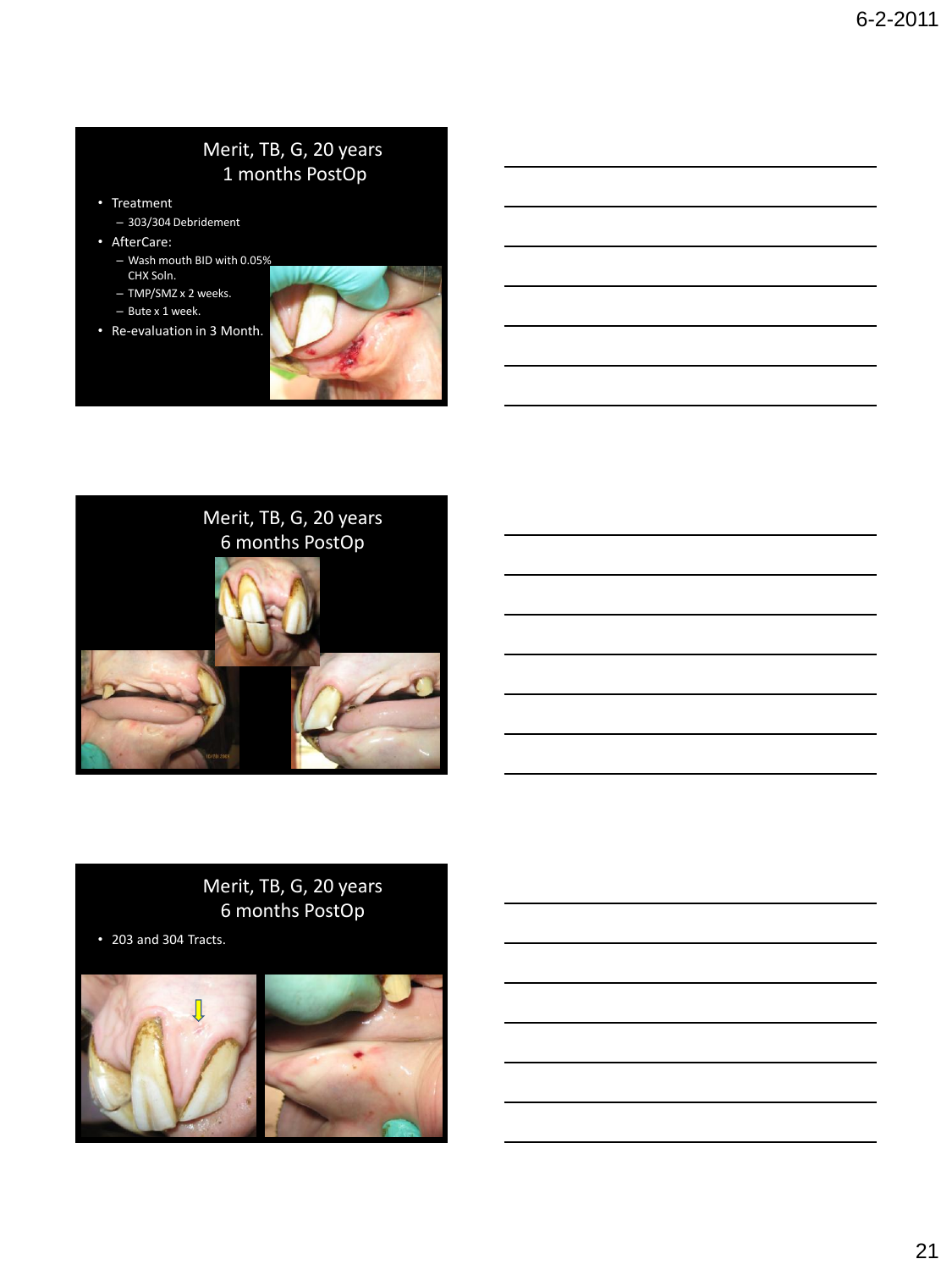## Merit, TB, G, 20 years
## 1 months PostOp

- Treatment
  - 303/304 Debridement
- AfterCare:
  - Wash mouth BID with 0.05% CHX Soln.
  - TMP/SMZ x 2 weeks.
  - Bute x 1 week.
- Re-evaluation in 3 Month.

## Merit, TB, G, 20 years
## 6 months PostOp

## Merit, TB, G, 20 years
## 6 months PostOp

- 203 and 304 Tracts.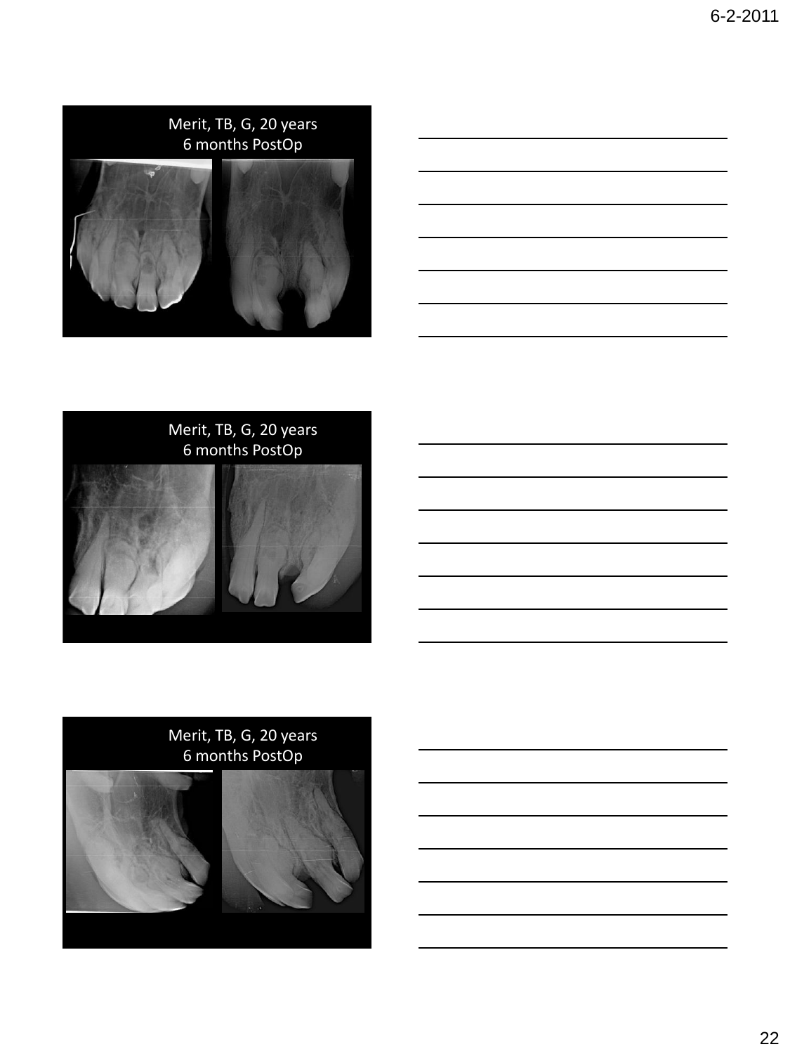Merit, TB, G, 20 years
6 months PostOp

Merit, TB, G, 20 years
6 months PostOp

Merit, TB, G, 20 years
6 months PostOp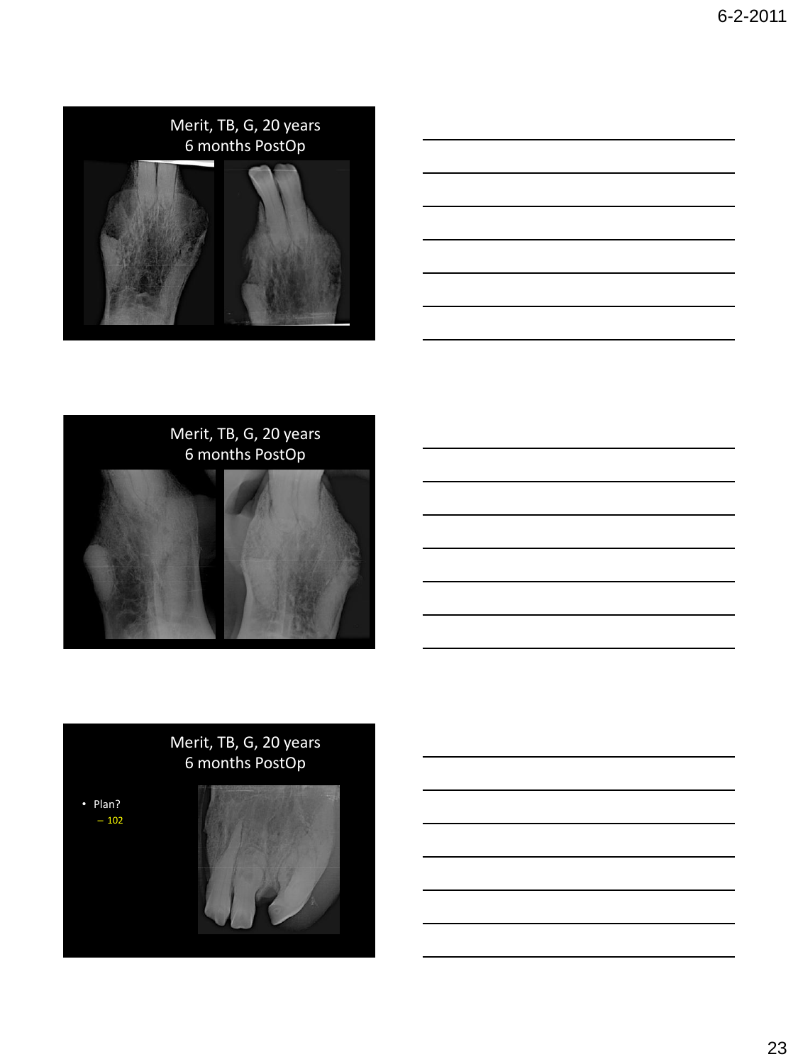Merit, TB, G, 20 years
6 months PostOp

Merit, TB, G, 20 years
6 months PostOp

Merit, TB, G, 20 years
6 months PostOp

- Plan?
  - 102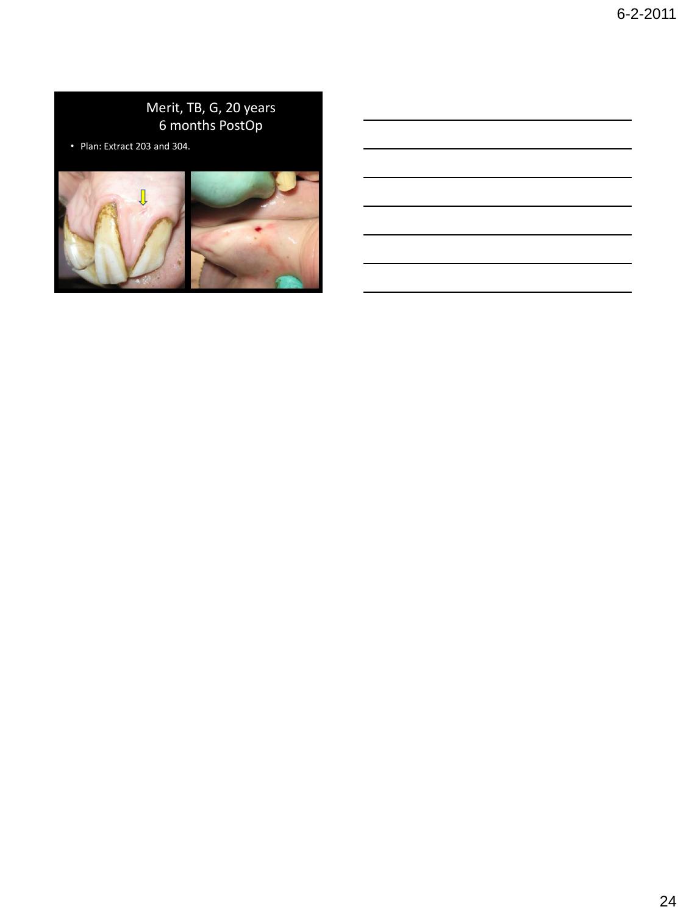## Merit, TB, G, 20 years
## 6 months PostOp

- Plan: Extract 203 and 304.